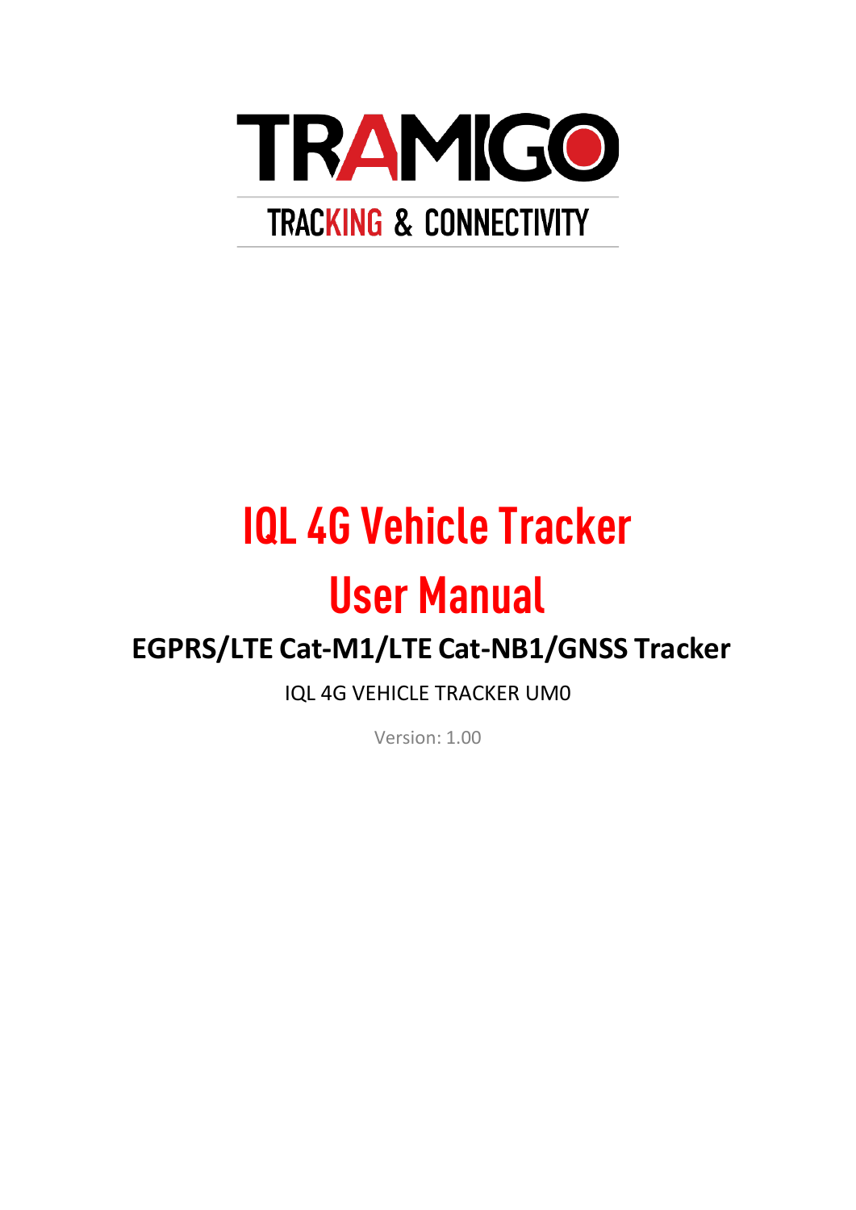TRAMIGO

TRACKING & CONNECTIVITY

# IQL 4G Vehicle Tracker User Manual

## EGPRS/LTE Cat-M1/LTE Cat-NB1/GNSS Tracker

IQL 4G VEHICLE TRACKER UM0

Version: 1.00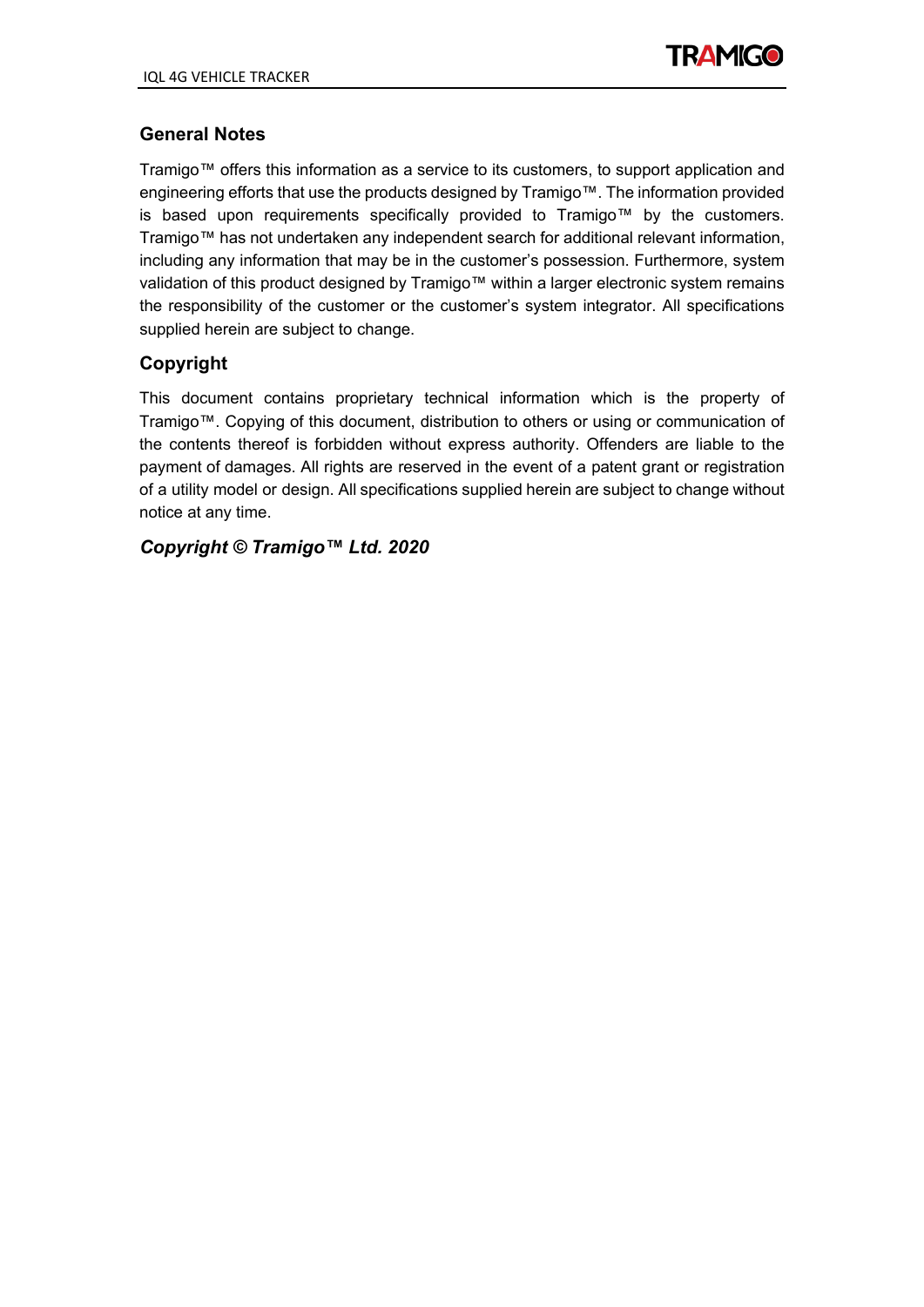## General Notes

Tramigo™ offers this information as a service to its customers, to support application and engineering efforts that use the products designed by Tramigo™. The information provided is based upon requirements specifically provided to Tramigo™ by the customers. Tramigo™ has not undertaken any independent search for additional relevant information, including any information that may be in the customer's possession. Furthermore, system validation of this product designed by Tramigo™ within a larger electronic system remains the responsibility of the customer or the customer's system integrator. All specifications supplied herein are subject to change.

## Copyright

This document contains proprietary technical information which is the property of Tramigo™. Copying of this document, distribution to others or using or communication of the contents thereof is forbidden without express authority. Offenders are liable to the payment of damages. All rights are reserved in the event of a patent grant or registration of a utility model or design. All specifications supplied herein are subject to change without notice at any time.

***Copyright © Tramigo™ Ltd. 2020***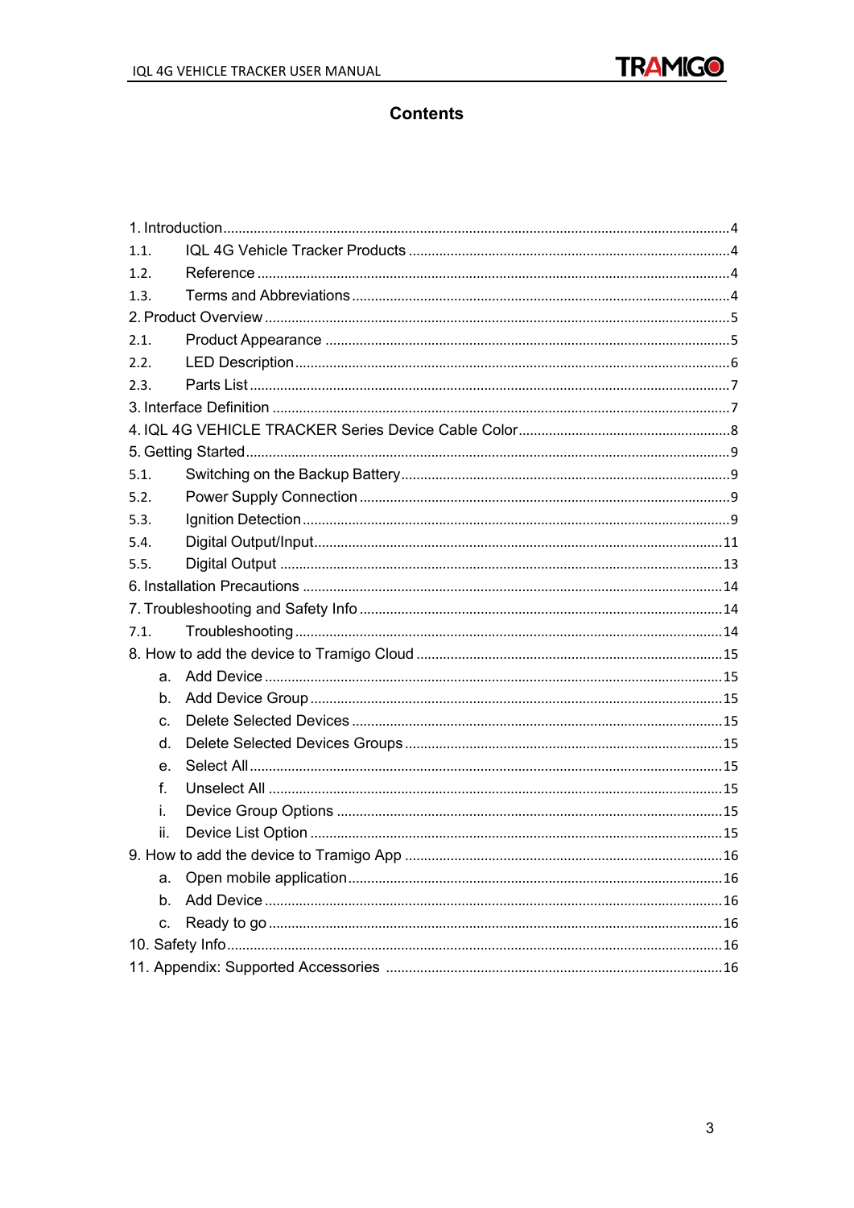# Contents

1. Introduction ....................................................................................................................4
   1.1. IQL 4G Vehicle Tracker Products ....................................................................4
   1.2. Reference ..........................................................................................................4
   1.3. Terms and Abbreviations ..................................................................................4
2. Product Overview ..........................................................................................................5
   2.1. Product Appearance .........................................................................................5
   2.2. LED Description ................................................................................................6
   2.3. Parts List ............................................................................................................7
3. Interface Definition ........................................................................................................7
4. IQL 4G VEHICLE TRACKER Series Device Cable Color .............................................8
5. Getting Started ..............................................................................................................9
   5.1. Switching on the Backup Battery ......................................................................9
   5.2. Power Supply Connection .................................................................................9
   5.3. Ignition Detection ..............................................................................................9
   5.4. Digital Output/Input .........................................................................................11
   5.5. Digital Output ..................................................................................................13
6. Installation Precautions ...............................................................................................14
7. Troubleshooting and Safety Info .................................................................................14
   7.1. Troubleshooting ...............................................................................................14
8. How to add the device to Tramigo Cloud ....................................................................15
   a. Add Device .........................................................................................................15
   b. Add Device Group ..............................................................................................15
   c. Delete Selected Devices ....................................................................................15
   d. Delete Selected Devices Groups .......................................................................15
   e. Select All ............................................................................................................15
   f. Unselect All .........................................................................................................15
   i. Device Group Options .........................................................................................15
   ii. Device List Option .............................................................................................15
9. How to add the device to Tramigo App ......................................................................16
   a. Open mobile application ....................................................................................16
   b. Add Device .........................................................................................................16
   c. Ready to go ........................................................................................................16
10. Safety Info .................................................................................................................16
11. Appendix: Supported Accessories ............................................................................16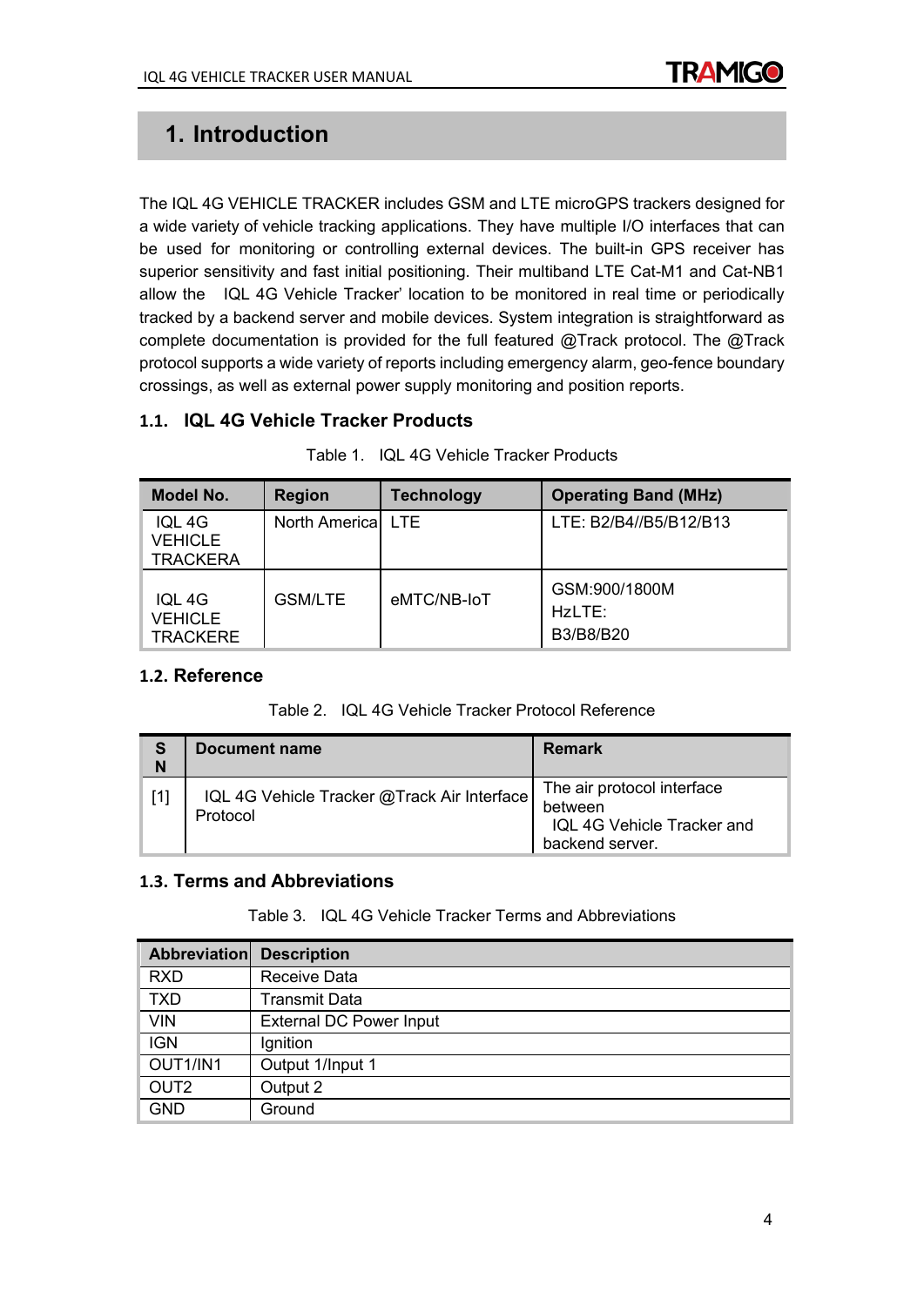# 1. Introduction

The IQL 4G VEHICLE TRACKER includes GSM and LTE microGPS trackers designed for a wide variety of vehicle tracking applications. They have multiple I/O interfaces that can be used for monitoring or controlling external devices. The built-in GPS receiver has superior sensitivity and fast initial positioning. Their multiband LTE Cat-M1 and Cat-NB1 allow the IQL 4G Vehicle Tracker' location to be monitored in real time or periodically tracked by a backend server and mobile devices. System integration is straightforward as complete documentation is provided for the full featured @Track protocol. The @Track protocol supports a wide variety of reports including emergency alarm, geo-fence boundary crossings, as well as external power supply monitoring and position reports.

## 1.1. IQL 4G Vehicle Tracker Products

Table 1. IQL 4G Vehicle Tracker Products

| Model No. | Region | Technology | Operating Band (MHz) |
| --- | --- | --- | --- |
| IQL 4G VEHICLE TRACKERA | North America | LTE | LTE: B2/B4//B5/B12/B13 |
| IQL 4G VEHICLE TRACKERE | GSM/LTE | eMTC/NB-IoT | GSM:900/1800M HzLTE: B3/B8/B20 |

## 1.2. Reference

Table 2. IQL 4G Vehicle Tracker Protocol Reference

| SN | Document name | Remark |
| --- | --- | --- |
| [1] | IQL 4G Vehicle Tracker @Track Air Interface Protocol | The air protocol interface between IQL 4G Vehicle Tracker and backend server. |

## 1.3. Terms and Abbreviations

Table 3. IQL 4G Vehicle Tracker Terms and Abbreviations

| Abbreviation | Description |
| --- | --- |
| RXD | Receive Data |
| TXD | Transmit Data |
| VIN | External DC Power Input |
| IGN | Ignition |
| OUT1/IN1 | Output 1/Input 1 |
| OUT2 | Output 2 |
| GND | Ground |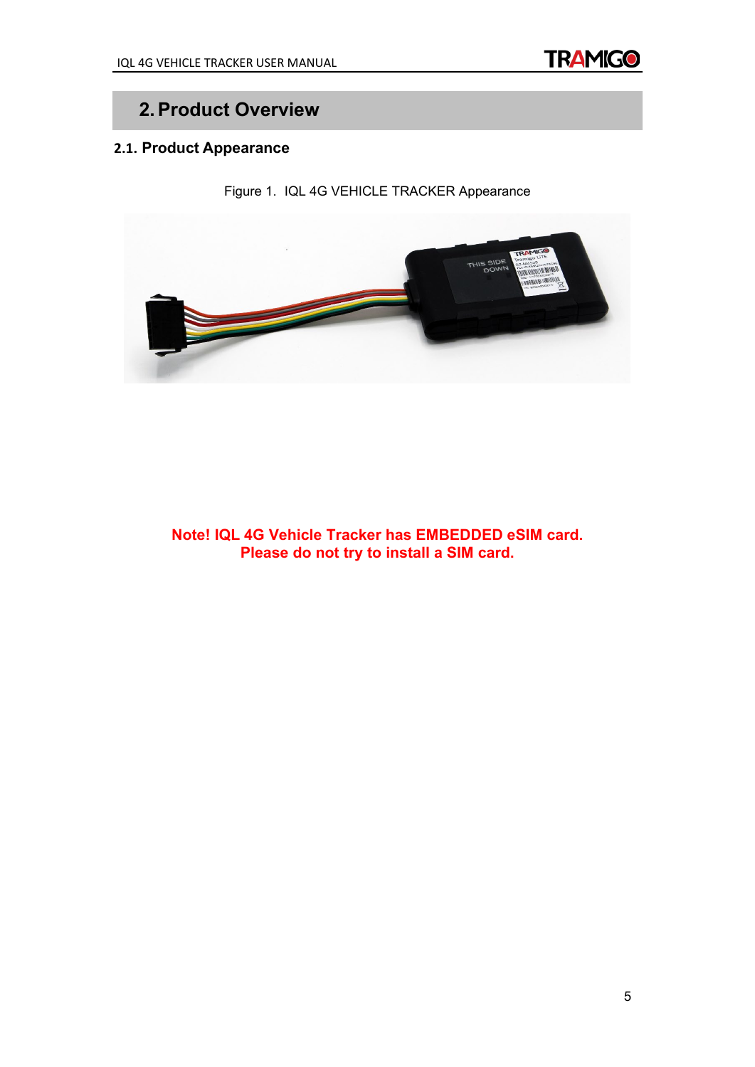# 2. Product Overview

## 2.1. Product Appearance

Figure 1. IQL 4G VEHICLE TRACKER Appearance

**Note! IQL 4G Vehicle Tracker has EMBEDDED eSIM card.**
**Please do not try to install a SIM card.**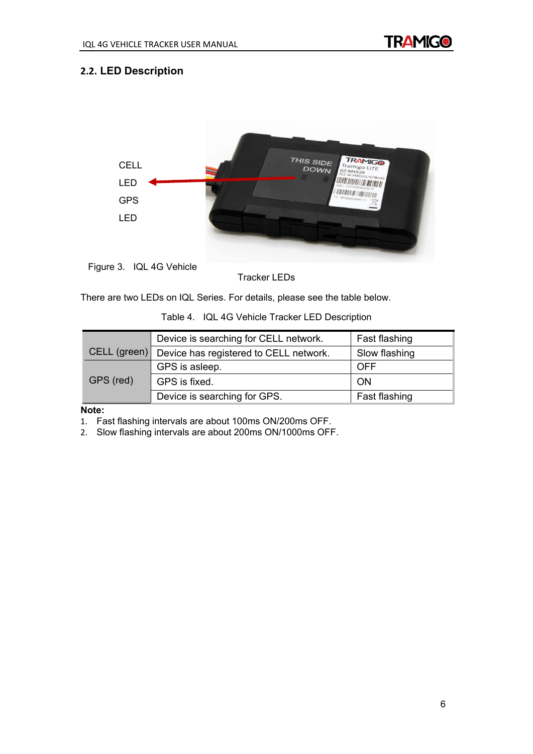## 2.2. LED Description

CELL LED

GPS LED

Figure 3. IQL 4G Vehicle Tracker LEDs

There are two LEDs on IQL Series. For details, please see the table below.

Table 4. IQL 4G Vehicle Tracker LED Description

| | | |
|---|---|---|
| CELL (green) | Device is searching for CELL network. | Fast flashing |
| | Device has registered to CELL network. | Slow flashing |
| GPS (red) | GPS is asleep. | OFF |
| | GPS is fixed. | ON |
| | Device is searching for GPS. | Fast flashing |

**Note:**

1. Fast flashing intervals are about 100ms ON/200ms OFF.
2. Slow flashing intervals are about 200ms ON/1000ms OFF.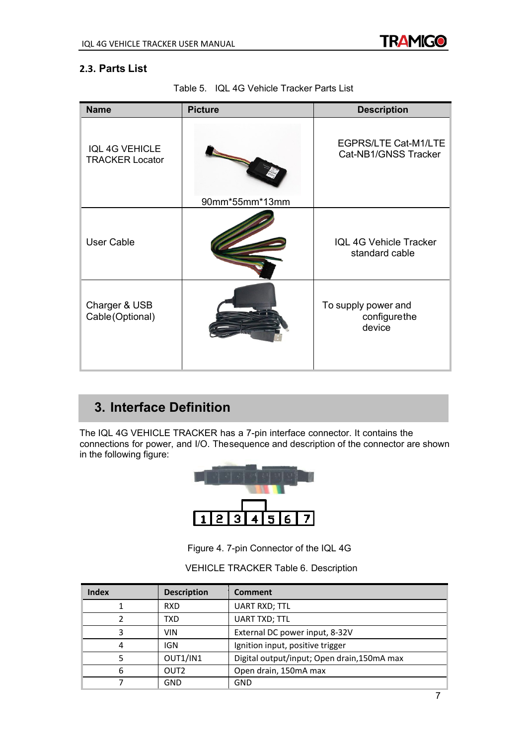### 2.3. Parts List

Table 5. IQL 4G Vehicle Tracker Parts List

| Name | Picture | Description |
|---|---|---|
| IQL 4G VEHICLE TRACKER Locator | 90mm*55mm*13mm | EGPRS/LTE Cat-M1/LTE Cat-NB1/GNSS Tracker |
| User Cable | | IQL 4G Vehicle Tracker standard cable |
| Charger & USB Cable(Optional) | | To supply power and configurethe device |

## 3. Interface Definition

The IQL 4G VEHICLE TRACKER has a 7-pin interface connector. It contains the connections for power, and I/O. Thesequence and description of the connector are shown in the following figure:

1 2 3 4 5 6 7

Figure 4. 7-pin Connector of the IQL 4G VEHICLE TRACKER

Table 6. Description

| Index | Description | Comment |
|---|---|---|
| 1 | RXD | UART RXD; TTL |
| 2 | TXD | UART TXD; TTL |
| 3 | VIN | External DC power input, 8-32V |
| 4 | IGN | Ignition input, positive trigger |
| 5 | OUT1/IN1 | Digital output/input; Open drain,150mA max |
| 6 | OUT2 | Open drain, 150mA max |
| 7 | GND | GND |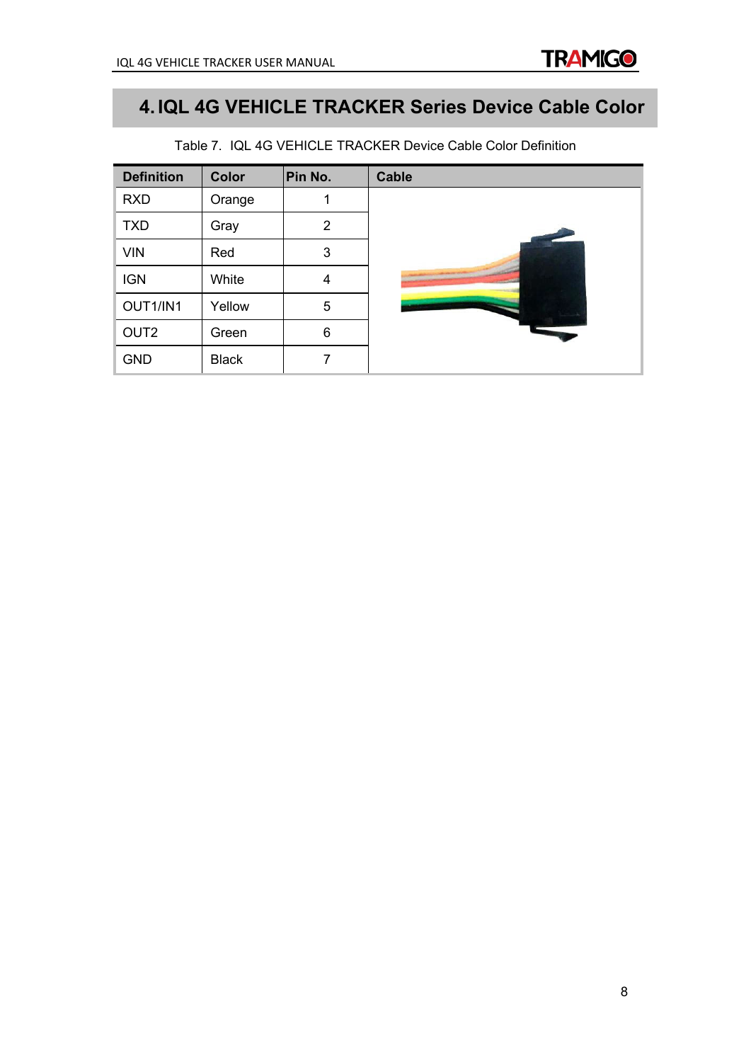# 4. IQL 4G VEHICLE TRACKER Series Device Cable Color

Table 7. IQL 4G VEHICLE TRACKER Device Cable Color Definition

| Definition | Color | Pin No. | Cable |
|---|---|---|---|
| RXD | Orange | 1 | |
| TXD | Gray | 2 | |
| VIN | Red | 3 | |
| IGN | White | 4 | |
| OUT1/IN1 | Yellow | 5 | |
| OUT2 | Green | 6 | |
| GND | Black | 7 | |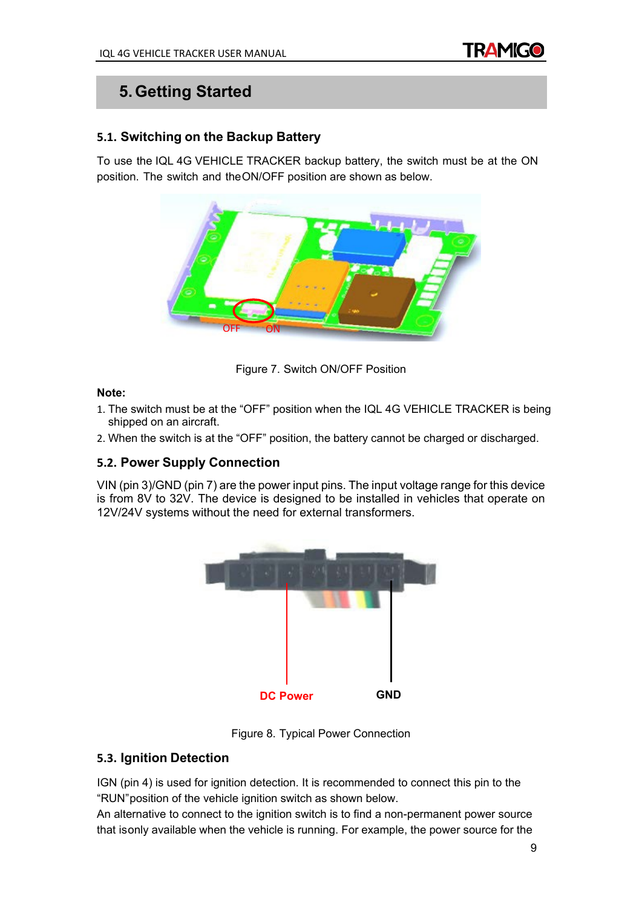# 5. Getting Started

## 5.1. Switching on the Backup Battery

To use the IQL 4G VEHICLE TRACKER backup battery, the switch must be at the ON position. The switch and theON/OFF position are shown as below.

Figure 7. Switch ON/OFF Position

**Note:**

1. The switch must be at the "OFF" position when the IQL 4G VEHICLE TRACKER is being shipped on an aircraft.
2. When the switch is at the "OFF" position, the battery cannot be charged or discharged.

## 5.2. Power Supply Connection

VIN (pin 3)/GND (pin 7) are the power input pins. The input voltage range for this device is from 8V to 32V. The device is designed to be installed in vehicles that operate on 12V/24V systems without the need for external transformers.

Figure 8. Typical Power Connection

## 5.3. Ignition Detection

IGN (pin 4) is used for ignition detection. It is recommended to connect this pin to the "RUN"position of the vehicle ignition switch as shown below.
An alternative to connect to the ignition switch is to find a non-permanent power source that isonly available when the vehicle is running. For example, the power source for the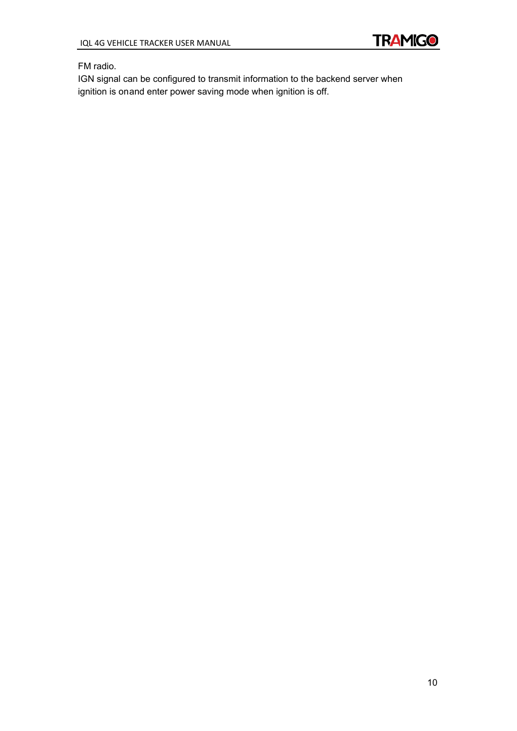FM radio.

IGN signal can be configured to transmit information to the backend server when ignition is onand enter power saving mode when ignition is off.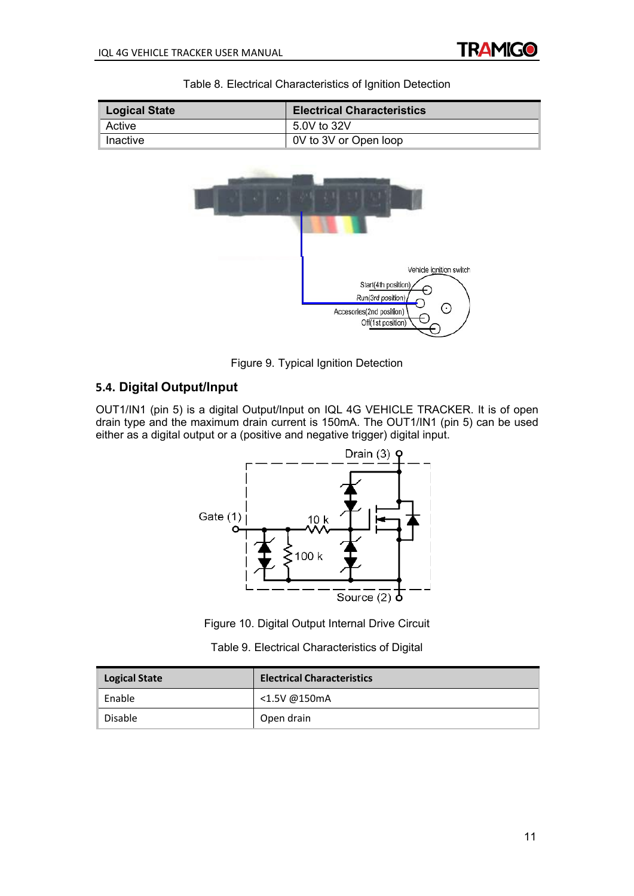Table 8. Electrical Characteristics of Ignition Detection

| Logical State | Electrical Characteristics |
|---|---|
| Active | 5.0V to 32V |
| Inactive | 0V to 3V or Open loop |

Figure 9. Typical Ignition Detection

## 5.4. Digital Output/Input

OUT1/IN1 (pin 5) is a digital Output/Input on IQL 4G VEHICLE TRACKER. It is of open drain type and the maximum drain current is 150mA. The OUT1/IN1 (pin 5) can be used either as a digital output or a (positive and negative trigger) digital input.

Figure 10. Digital Output Internal Drive Circuit

Table 9. Electrical Characteristics of Digital

| Logical State | Electrical Characteristics |
|---|---|
| Enable | <1.5V @150mA |
| Disable | Open drain |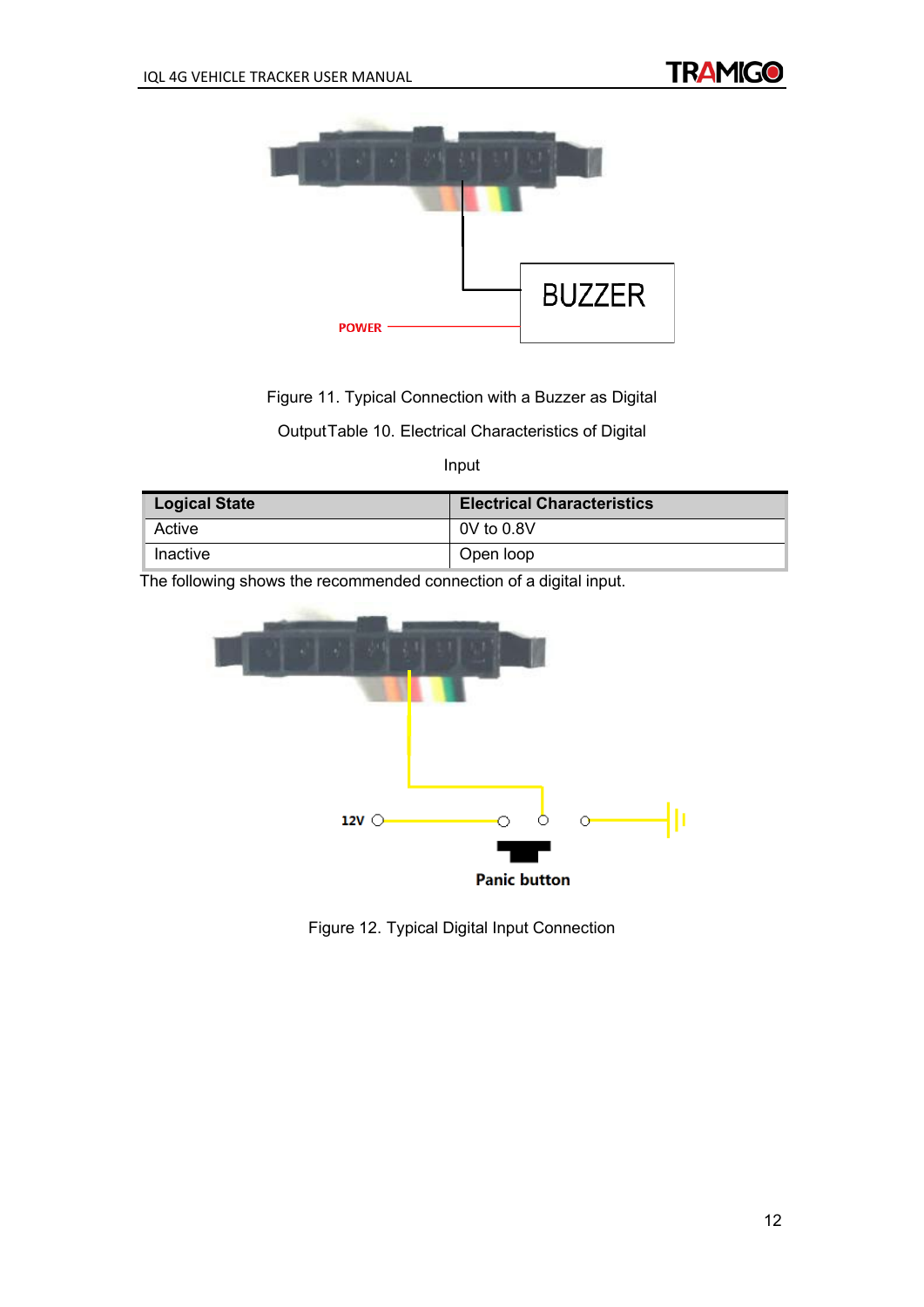Figure 11. Typical Connection with a Buzzer as Digital

OutputTable 10. Electrical Characteristics of Digital

Input

| Logical State | Electrical Characteristics |
| --- | --- |
| Active | 0V to 0.8V |
| Inactive | Open loop |

The following shows the recommended connection of a digital input.

Figure 12. Typical Digital Input Connection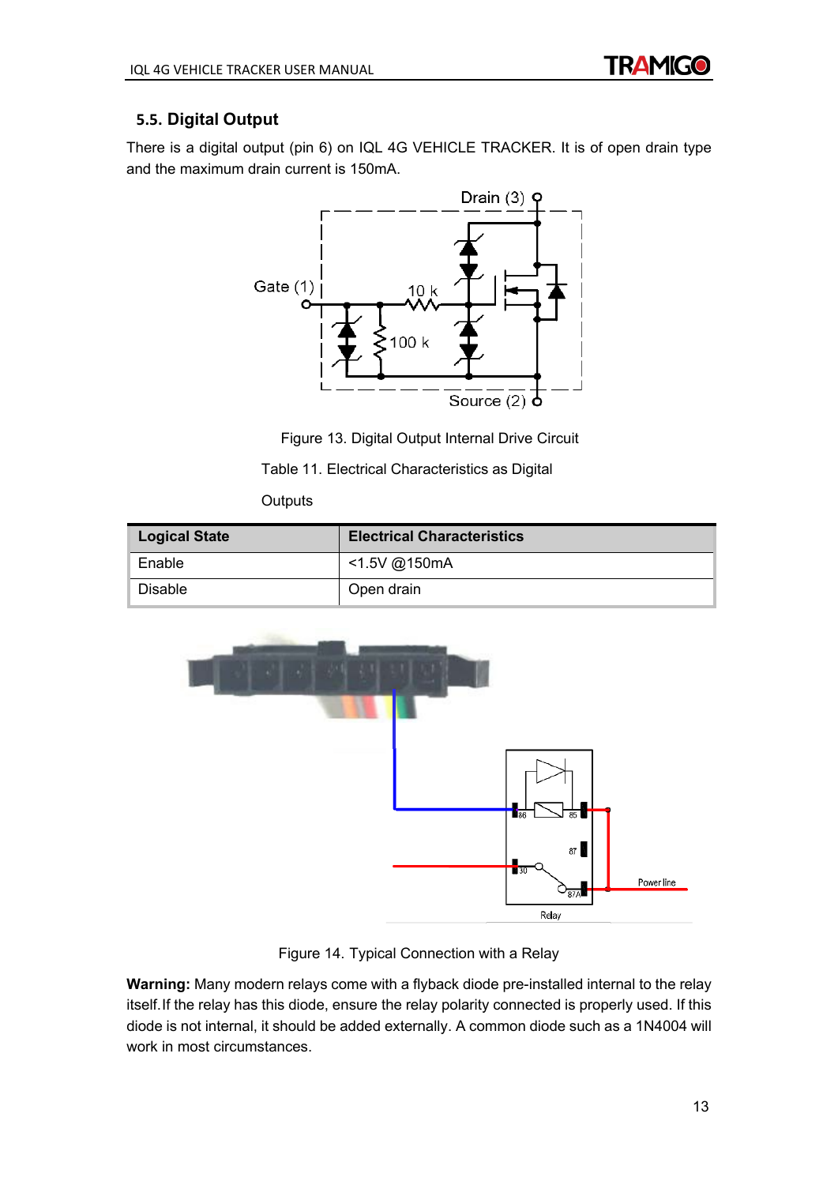## 5.5. Digital Output

There is a digital output (pin 6) on IQL 4G VEHICLE TRACKER. It is of open drain type and the maximum drain current is 150mA.

Figure 13. Digital Output Internal Drive Circuit

Table 11. Electrical Characteristics as Digital Outputs

| Logical State | Electrical Characteristics |
|---|---|
| Enable | <1.5V @150mA |
| Disable | Open drain |

Figure 14. Typical Connection with a Relay

**Warning:** Many modern relays come with a flyback diode pre-installed internal to the relay itself. If the relay has this diode, ensure the relay polarity connected is properly used. If this diode is not internal, it should be added externally. A common diode such as a 1N4004 will work in most circumstances.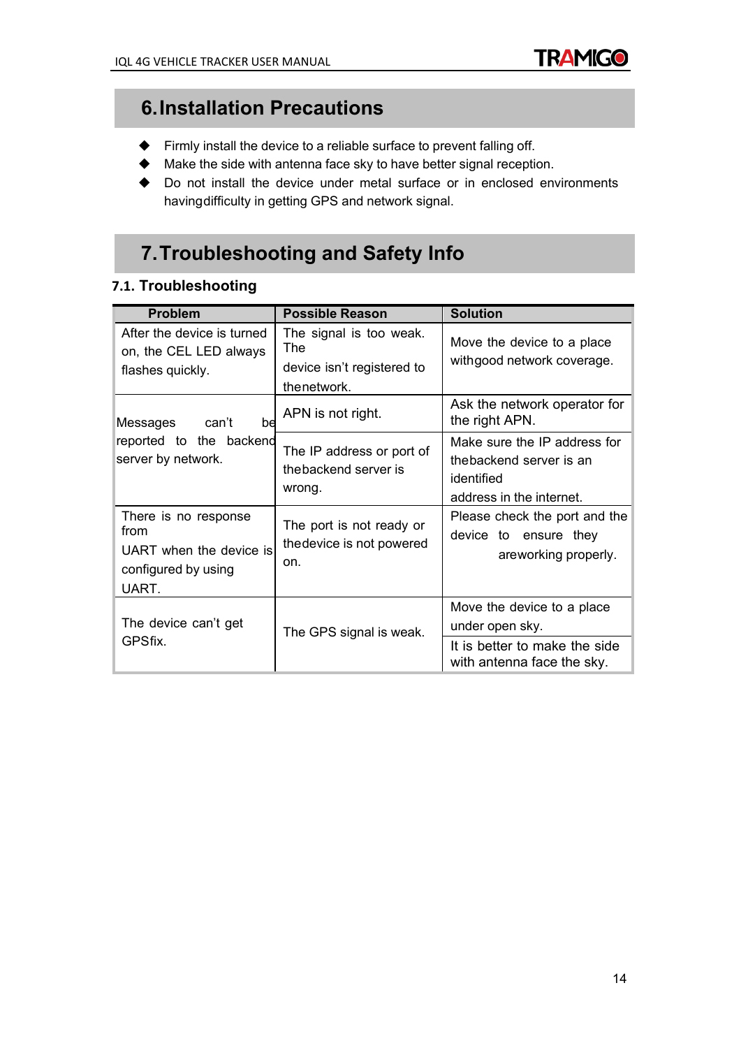# 6. Installation Precautions

- Firmly install the device to a reliable surface to prevent falling off.
- Make the side with antenna face sky to have better signal reception.
- Do not install the device under metal surface or in enclosed environments havingdifficulty in getting GPS and network signal.

# 7. Troubleshooting and Safety Info

## 7.1. Troubleshooting

| Problem | Possible Reason | Solution |
|---|---|---|
| After the device is turned on, the CEL LED always flashes quickly. | The signal is too weak. The device isn't registered to thenetwork. | Move the device to a place withgood network coverage. |
| Messages can't be reported to the backend server by network. | APN is not right. | Ask the network operator for the right APN. |
| | The IP address or port of thebackend server is wrong. | Make sure the IP address for thebackend server is an identified address in the internet. |
| There is no response from UART when the device is configured by using UART. | The port is not ready or thedevice is not powered on. | Please check the port and the device to ensure they areworking properly. |
| The device can't get GPSfix. | The GPS signal is weak. | Move the device to a place under open sky. |
| | | It is better to make the side with antenna face the sky. |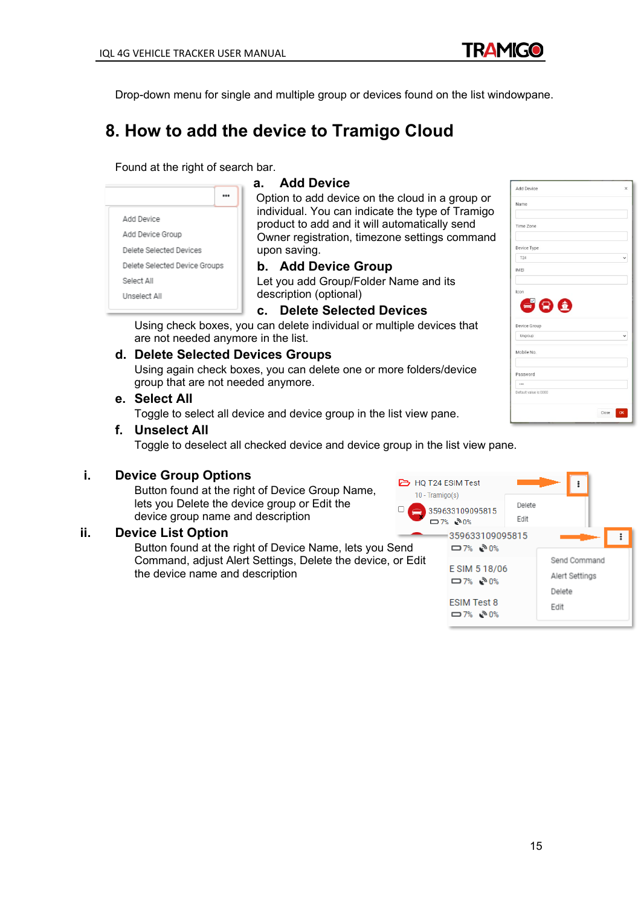Drop-down menu for single and multiple group or devices found on the list windowpane.

## 8. How to add the device to Tramigo Cloud

Found at the right of search bar.

a. **Add Device**
Option to add device on the cloud in a group or individual. You can indicate the type of Tramigo product to add and it will automatically send Owner registration, timezone settings command upon saving.

b. **Add Device Group**
Let you add Group/Folder Name and its description (optional)

c. **Delete Selected Devices**
Using check boxes, you can delete individual or multiple devices that are not needed anymore in the list.

d. **Delete Selected Devices Groups**
Using again check boxes, you can delete one or more folders/device group that are not needed anymore.

e. **Select All**
Toggle to select all device and device group in the list view pane.

f. **Unselect All**
Toggle to deselect all checked device and device group in the list view pane.

i. **Device Group Options**
Button found at the right of Device Group Name, lets you Delete the device group or Edit the device group name and description

ii. **Device List Option**
Button found at the right of Device Name, lets you Send Command, adjust Alert Settings, Delete the device, or Edit the device name and description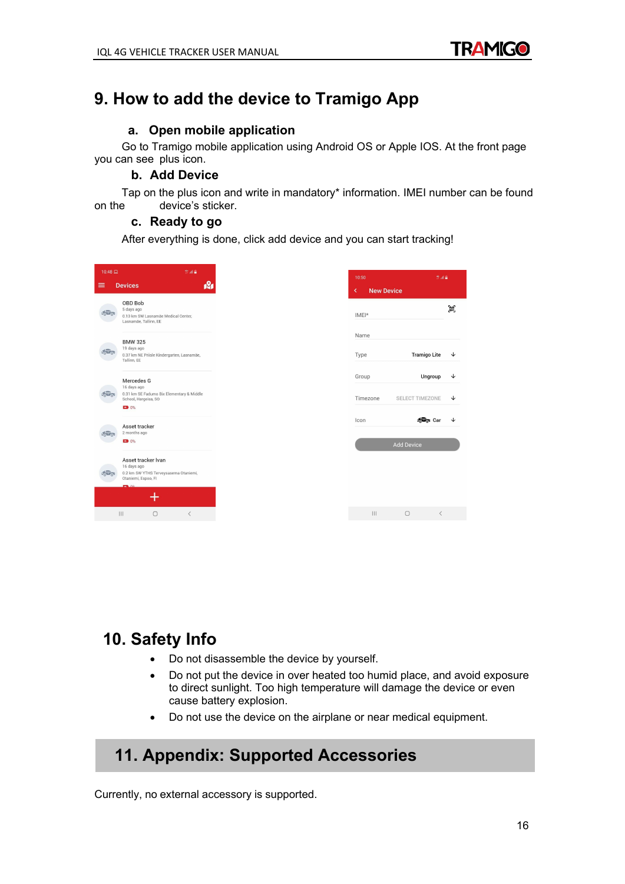# 9. How to add the device to Tramigo App

## a. Open mobile application

Go to Tramigo mobile application using Android OS or Apple IOS. At the front page you can see plus icon.

## b. Add Device

Tap on the plus icon and write in mandatory* information. IMEI number can be found on the device's sticker.

## c. Ready to go

After everything is done, click add device and you can start tracking!

# 10. Safety Info

- Do not disassemble the device by yourself.
- Do not put the device in over heated too humid place, and avoid exposure to direct sunlight. Too high temperature will damage the device or even cause battery explosion.
- Do not use the device on the airplane or near medical equipment.

# 11. Appendix: Supported Accessories

Currently, no external accessory is supported.